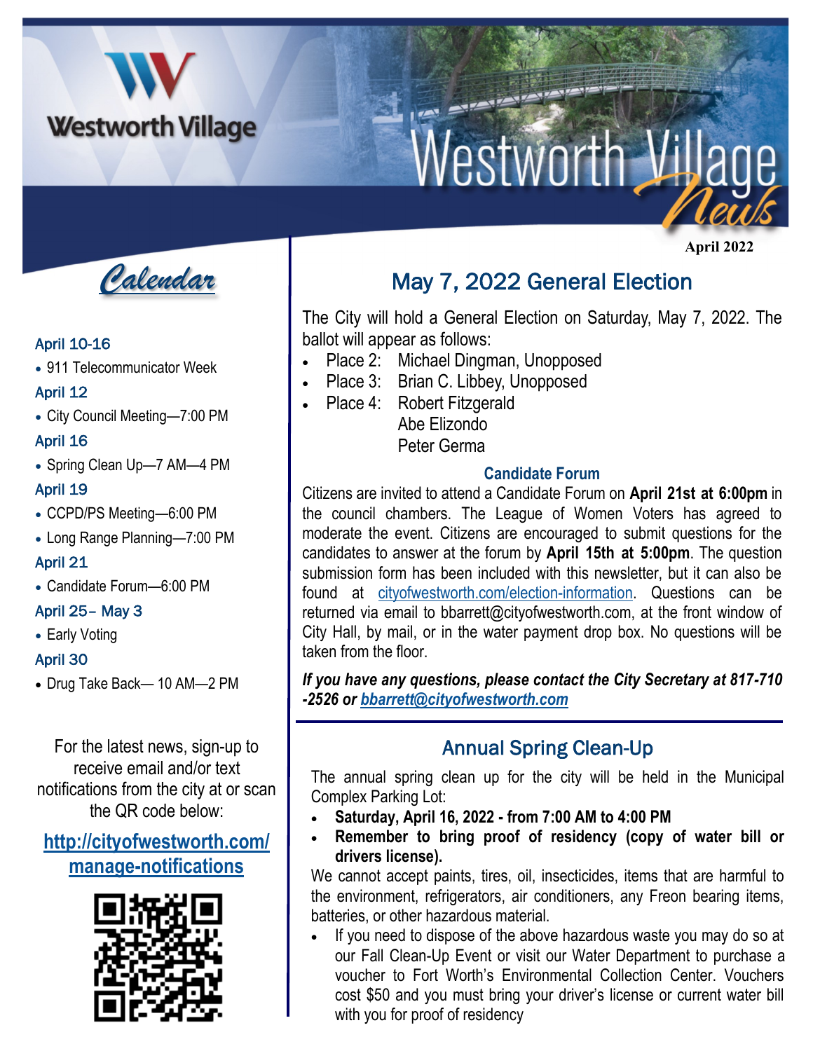# Westworth Village News

April 2022

## Calendar

**April 10-16**
- 911 Telecommunicator Week

**April 12**
- City Council Meeting—7:00 PM

**April 16**
- Spring Clean Up—7 AM—4 PM

**April 19**
- CCPD/PS Meeting—6:00 PM
- Long Range Planning—7:00 PM

**April 21**
- Candidate Forum—6:00 PM

**April 25– May 3**
- Early Voting

**April 30**
- Drug Take Back— 10 AM—2 PM

For the latest news, sign-up to receive email and/or text notifications from the city at or scan the QR code below:

**http://cityofwestworth.com/manage-notifications**

## May 7, 2022 General Election

The City will hold a General Election on Saturday, May 7, 2022. The ballot will appear as follows:

- Place 2: Michael Dingman, Unopposed
- Place 3: Brian C. Libbey, Unopposed
- Place 4: Robert Fitzgerald
  Abe Elizondo
  Peter Germa

### Candidate Forum

Citizens are invited to attend a Candidate Forum on **April 21st at 6:00pm** in the council chambers. The League of Women Voters has agreed to moderate the event. Citizens are encouraged to submit questions for the candidates to answer at the forum by **April 15th at 5:00pm**. The question submission form has been included with this newsletter, but it can also be found at cityofwestworth.com/election-information. Questions can be returned via email to bbarrett@cityofwestworth.com, at the front window of City Hall, by mail, or in the water payment drop box. No questions will be taken from the floor.

***If you have any questions, please contact the City Secretary at 817-710-2526 or bbarrett@cityofwestworth.com***

## Annual Spring Clean-Up

The annual spring clean up for the city will be held in the Municipal Complex Parking Lot:

- **Saturday, April 16, 2022 - from 7:00 AM to 4:00 PM**
- **Remember to bring proof of residency (copy of water bill or drivers license).**

We cannot accept paints, tires, oil, insecticides, items that are harmful to the environment, refrigerators, air conditioners, any Freon bearing items, batteries, or other hazardous material.

- If you need to dispose of the above hazardous waste you may do so at our Fall Clean-Up Event or visit our Water Department to purchase a voucher to Fort Worth's Environmental Collection Center. Vouchers cost $50 and you must bring your driver's license or current water bill with you for proof of residency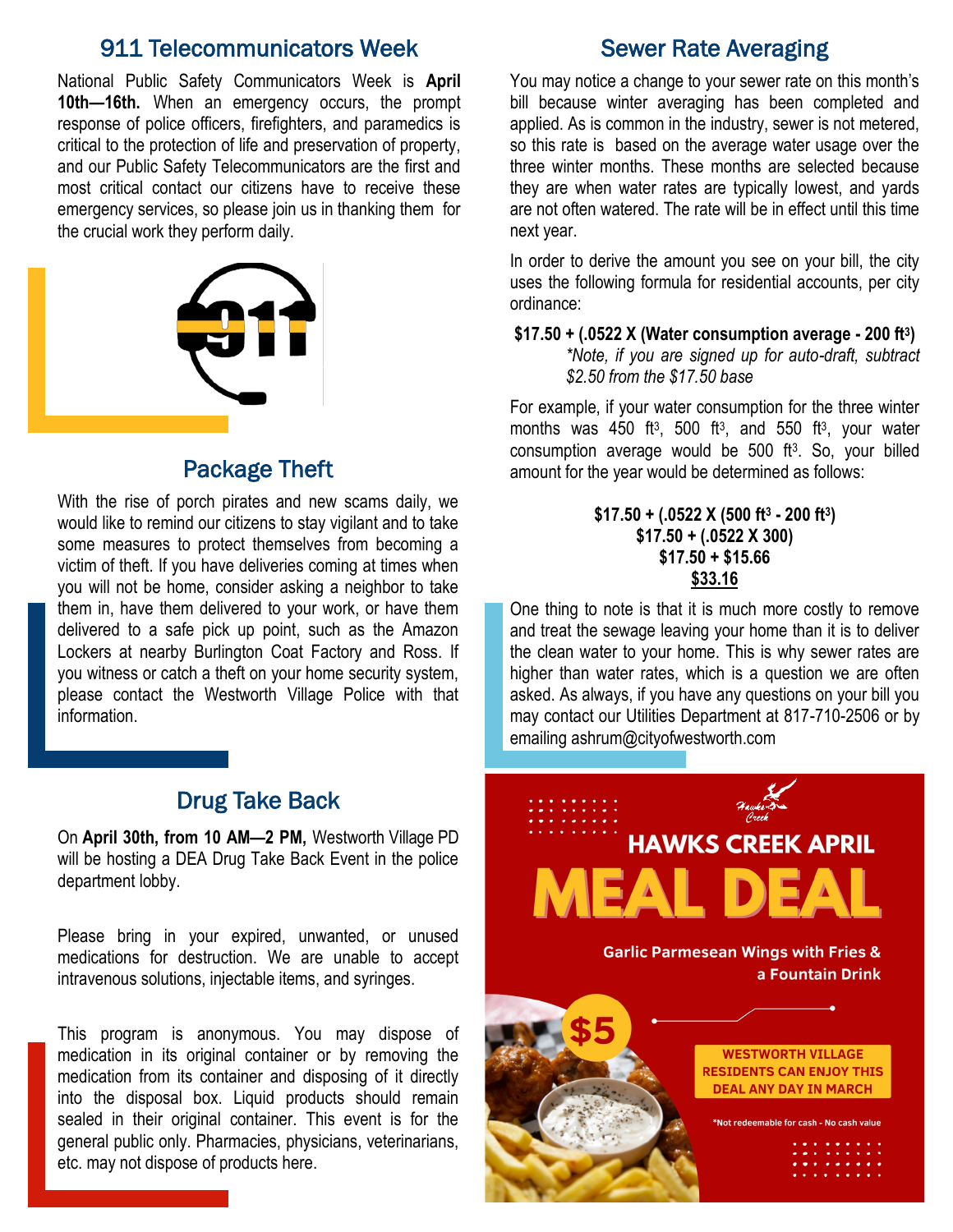## 911 Telecommunicators Week

National Public Safety Communicators Week is **April 10th—16th.** When an emergency occurs, the prompt response of police officers, firefighters, and paramedics is critical to the protection of life and preservation of property, and our Public Safety Telecommunicators are the first and most critical contact our citizens have to receive these emergency services, so please join us in thanking them for the crucial work they perform daily.

## Package Theft

With the rise of porch pirates and new scams daily, we would like to remind our citizens to stay vigilant and to take some measures to protect themselves from becoming a victim of theft. If you have deliveries coming at times when you will not be home, consider asking a neighbor to take them in, have them delivered to your work, or have them delivered to a safe pick up point, such as the Amazon Lockers at nearby Burlington Coat Factory and Ross. If you witness or catch a theft on your home security system, please contact the Westworth Village Police with that information.

## Drug Take Back

On **April 30th, from 10 AM—2 PM,** Westworth Village PD will be hosting a DEA Drug Take Back Event in the police department lobby.

Please bring in your expired, unwanted, or unused medications for destruction. We are unable to accept intravenous solutions, injectable items, and syringes.

This program is anonymous. You may dispose of medication in its original container or by removing the medication from its container and disposing of it directly into the disposal box. Liquid products should remain sealed in their original container. This event is for the general public only. Pharmacies, physicians, veterinarians, etc. may not dispose of products here.

## Sewer Rate Averaging

You may notice a change to your sewer rate on this month's bill because winter averaging has been completed and applied. As is common in the industry, sewer is not metered, so this rate is based on the average water usage over the three winter months. These months are selected because they are when water rates are typically lowest, and yards are not often watered. The rate will be in effect until this time next year.

In order to derive the amount you see on your bill, the city uses the following formula for residential accounts, per city ordinance:

**$17.50 + (.0522 X (Water consumption average - 200 ft$^3$)**

*\*Note, if you are signed up for auto-draft, subtract $2.50 from the $17.50 base*

For example, if your water consumption for the three winter months was 450 ft$^3$, 500 ft$^3$, and 550 ft$^3$, your water consumption average would be 500 ft$^3$. So, your billed amount for the year would be determined as follows:

**$17.50 + (.0522 X (500 ft$^3$ - 200 ft$^3$)**
**$17.50 + (.0522 X 300)**
**$17.50 + $15.66**
**$33.16**

One thing to note is that it is much more costly to remove and treat the sewage leaving your home than it is to deliver the clean water to your home. This is why sewer rates are higher than water rates, which is a question we are often asked. As always, if you have any questions on your bill you may contact our Utilities Department at 817-710-2506 or by emailing ashrum@cityofwestworth.com

## HAWKS CREEK APRIL MEAL DEAL

Garlic Parmesean Wings with Fries & a Fountain Drink

**$5**

WESTWORTH VILLAGE RESIDENTS CAN ENJOY THIS DEAL ANY DAY IN MARCH

*Not redeemable for cash - No cash value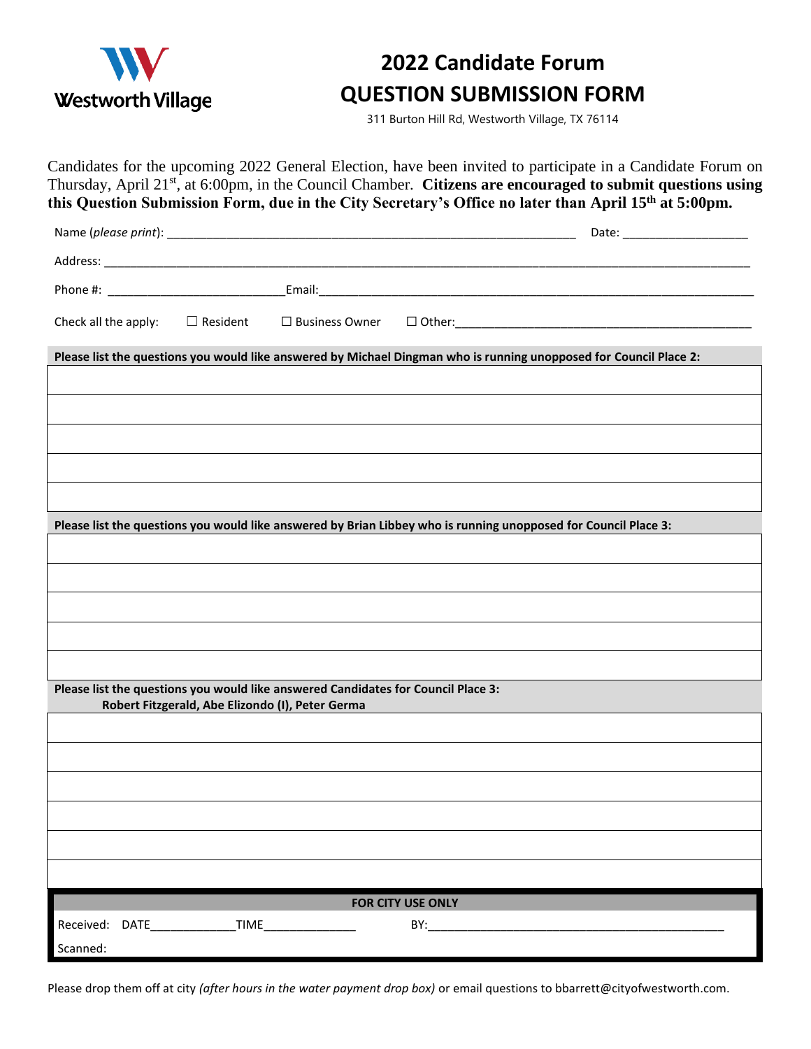Westworth Village

# 2022 Candidate Forum
# QUESTION SUBMISSION FORM

311 Burton Hill Rd, Westworth Village, TX 76114

Candidates for the upcoming 2022 General Election, have been invited to participate in a Candidate Forum on Thursday, April 21st, at 6:00pm, in the Council Chamber. **Citizens are encouraged to submit questions using this Question Submission Form, due in the City Secretary's Office no later than April 15th at 5:00pm.**

Name (*please print*): ______________________________ Date: ____________________

Address: ______________________________________________________________

Phone #: ____________________________ Email: ______________________________

Check all the apply: ☐ Resident ☐ Business Owner ☐ Other: ____________________

| **Please list the questions you would like answered by Michael Dingman who is running unopposed for Council Place 2:** |
|---|
| |
| |
| |
| |
| |

| **Please list the questions you would like answered by Brian Libbey who is running unopposed for Council Place 3:** |
|---|
| |
| |
| |
| |
| |

| **Please list the questions you would like answered Candidates for Council Place 3: Robert Fitzgerald, Abe Elizondo (I), Peter Germa** |
|---|
| |
| |
| |
| |
| |
| |

| **FOR CITY USE ONLY** | | |
|---|---|---|
| Received: DATE____________ | TIME____________ | BY:______________________________ |
| Scanned: | | |

Please drop them off at city *(after hours in the water payment drop box)* or email questions to bbarrett@cityofwestworth.com.